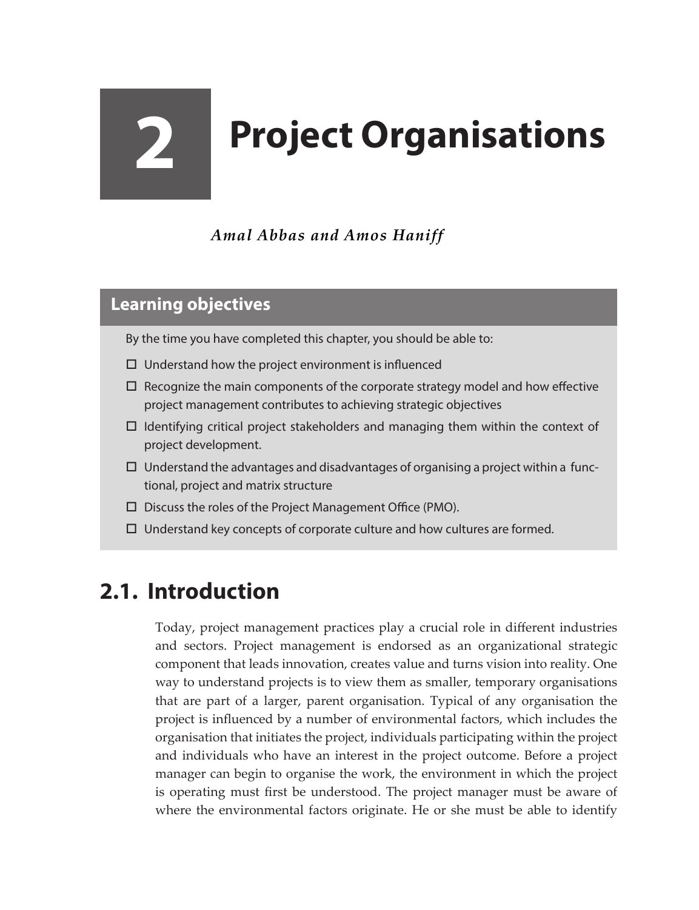# 2 Project Organisations

*Amal Abbas and Amos Haniff*

## Learning objectives

By the time you have completed this chapter, you should be able to:

- ☐ Understand how the project environment is influenced
- ☐ Recognize the main components of the corporate strategy model and how effective project management contributes to achieving strategic objectives
- ☐ Identifying critical project stakeholders and managing them within the context of project development.
- ☐ Understand the advantages and disadvantages of organising a project within a functional, project and matrix structure
- ☐ Discuss the roles of the Project Management Office (PMO).
- ☐ Understand key concepts of corporate culture and how cultures are formed.

## 2.1. Introduction

Today, project management practices play a crucial role in different industries and sectors. Project management is endorsed as an organizational strategic component that leads innovation, creates value and turns vision into reality. One way to understand projects is to view them as smaller, temporary organisations that are part of a larger, parent organisation. Typical of any organisation the project is influenced by a number of environmental factors, which includes the organisation that initiates the project, individuals participating within the project and individuals who have an interest in the project outcome. Before a project manager can begin to organise the work, the environment in which the project is operating must first be understood. The project manager must be aware of where the environmental factors originate. He or she must be able to identify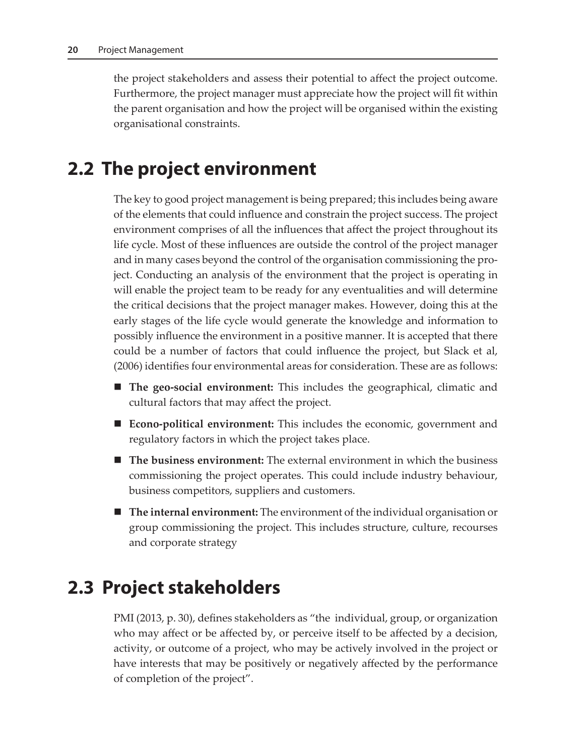the project stakeholders and assess their potential to affect the project outcome. Furthermore, the project manager must appreciate how the project will fit within the parent organisation and how the project will be organised within the existing organisational constraints.

## 2.2 The project environment

The key to good project management is being prepared; this includes being aware of the elements that could influence and constrain the project success. The project environment comprises of all the influences that affect the project throughout its life cycle. Most of these influences are outside the control of the project manager and in many cases beyond the control of the organisation commissioning the project. Conducting an analysis of the environment that the project is operating in will enable the project team to be ready for any eventualities and will determine the critical decisions that the project manager makes. However, doing this at the early stages of the life cycle would generate the knowledge and information to possibly influence the environment in a positive manner. It is accepted that there could be a number of factors that could influence the project, but Slack et al, (2006) identifies four environmental areas for consideration. These are as follows:

- **The geo-social environment:** This includes the geographical, climatic and cultural factors that may affect the project.
- **Econo-political environment:** This includes the economic, government and regulatory factors in which the project takes place.
- **The business environment:** The external environment in which the business commissioning the project operates. This could include industry behaviour, business competitors, suppliers and customers.
- **The internal environment:** The environment of the individual organisation or group commissioning the project. This includes structure, culture, recourses and corporate strategy

## 2.3 Project stakeholders

PMI (2013, p. 30), defines stakeholders as "the individual, group, or organization who may affect or be affected by, or perceive itself to be affected by a decision, activity, or outcome of a project, who may be actively involved in the project or have interests that may be positively or negatively affected by the performance of completion of the project".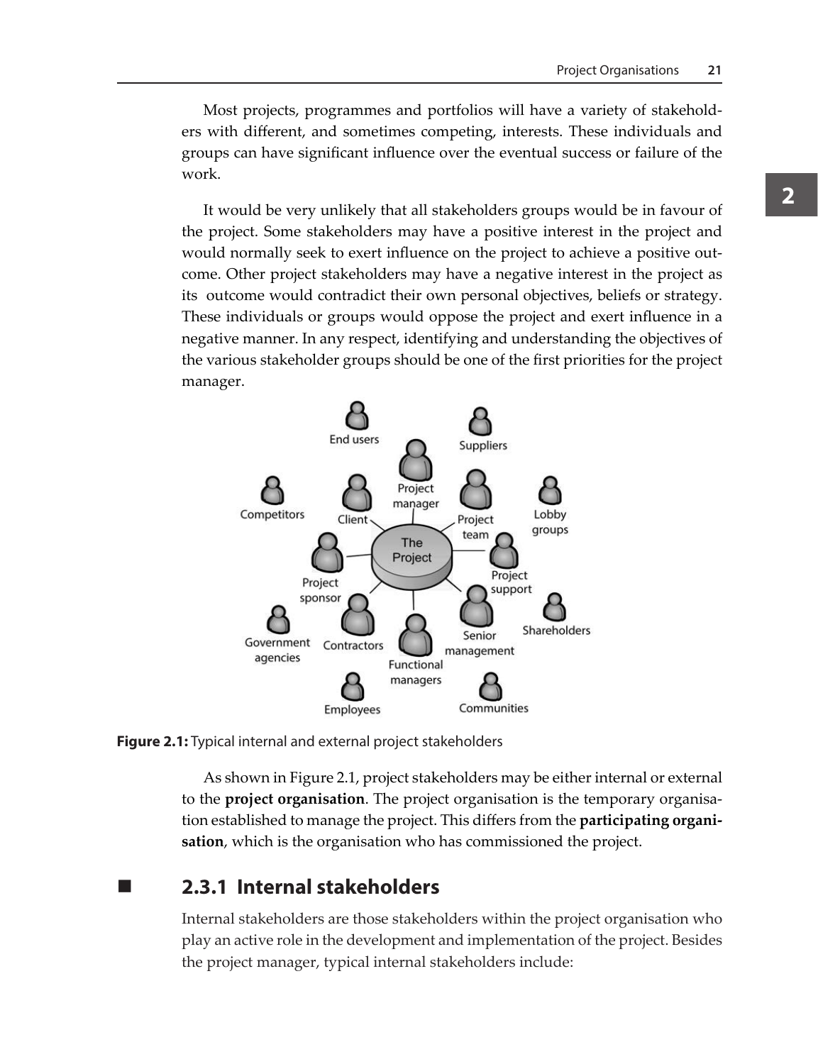Most projects, programmes and portfolios will have a variety of stakeholders with different, and sometimes competing, interests. These individuals and groups can have significant influence over the eventual success or failure of the work.

It would be very unlikely that all stakeholders groups would be in favour of the project. Some stakeholders may have a positive interest in the project and would normally seek to exert influence on the project to achieve a positive outcome. Other project stakeholders may have a negative interest in the project as its outcome would contradict their own personal objectives, beliefs or strategy. These individuals or groups would oppose the project and exert influence in a negative manner. In any respect, identifying and understanding the objectives of the various stakeholder groups should be one of the first priorities for the project manager.

End users
Suppliers
Project manager
Competitors
Client
Project team
Lobby groups
The Project
Project support
Project sponsor
Shareholders
Senior management
Government agencies
Contractors
Functional managers
Employees
Communities

**Figure 2.1:** Typical internal and external project stakeholders

As shown in Figure 2.1, project stakeholders may be either internal or external to the **project organisation**. The project organisation is the temporary organisation established to manage the project. This differs from the **participating organisation**, which is the organisation who has commissioned the project.

## 2.3.1 Internal stakeholders

Internal stakeholders are those stakeholders within the project organisation who play an active role in the development and implementation of the project. Besides the project manager, typical internal stakeholders include: